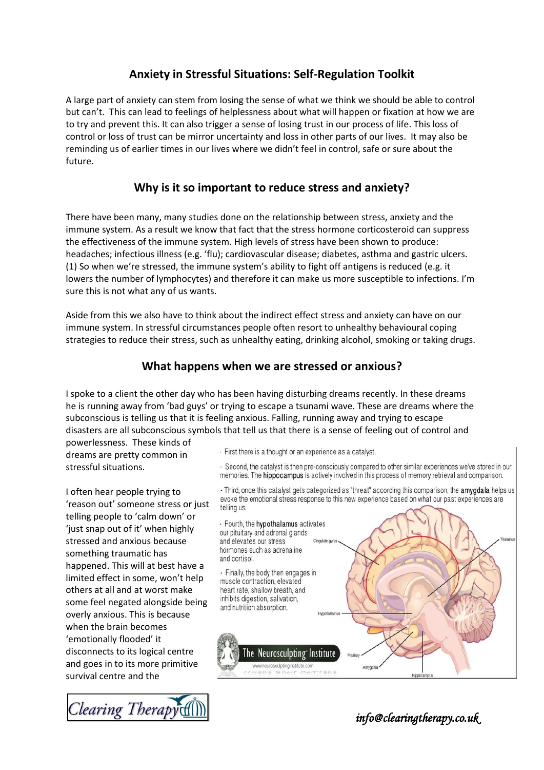## Anxiety in Stressful Situations: Self-Regulation Toolkit

A large part of anxiety can stem from losing the sense of what we think we should be able to control but can't. This can lead to feelings of helplessness about what will happen or fixation at how we are to try and prevent this. It can also trigger a sense of losing trust in our process of life. This loss of control or loss of trust can be mirror uncertainty and loss in other parts of our lives. It may also be reminding us of earlier times in our lives where we didn't feel in control, safe or sure about the future.

## Why is it so important to reduce stress and anxiety?

There have been many, many studies done on the relationship between stress, anxiety and the immune system. As a result we know that fact that the stress hormone corticosteroid can suppress the effectiveness of the immune system. High levels of stress have been shown to produce: headaches; infectious illness (e.g. 'flu); cardiovascular disease; diabetes, asthma and gastric ulcers. (1) So when we're stressed, the immune system's ability to fight off antigens is reduced (e.g. it lowers the number of lymphocytes) and therefore it can make us more susceptible to infections. I'm sure this is not what any of us wants.

Aside from this we also have to think about the indirect effect stress and anxiety can have on our immune system. In stressful circumstances people often resort to unhealthy behavioural coping strategies to reduce their stress, such as unhealthy eating, drinking alcohol, smoking or taking drugs.

## What happens when we are stressed or anxious?

I spoke to a client the other day who has been having disturbing dreams recently. In these dreams he is running away from 'bad guys' or trying to escape a tsunami wave. These are dreams where the subconscious is telling us that it is feeling anxious. Falling, running away and trying to escape disasters are all subconscious symbols that tell us that there is a sense of feeling out of control and powerlessness. These kinds of dreams are pretty common in stressful situations.

I often hear people trying to 'reason out' someone stress or just telling people to 'calm down' or 'just snap out of it' when highly stressed and anxious because something traumatic has happened. This will at best have a limited effect in some, won't help others at all and at worst make some feel negated alongside being overly anxious. This is because when the brain becomes 'emotionally flooded' it disconnects to its logical centre and goes in to its more primitive survival centre and the

- First there is a thought or an experience as a catalyst.
- Second, the catalyst is then pre-consciously compared to other similar experiences we've stored in our memories. The **hippocampus** is actively involved in this process of memory retrieval and comparison.
- Third, once this catalyst gets categorized as "threat" according this comparison, the **amygdala** helps us evoke the emotional stress response to this new experience based on what our past experiences are telling us.
- Fourth, the **hypothalamus** activates our pituitary and adrenal glands and elevates our stress hormones such as adrenaline and cortisol.
- Finally, the body then engages in muscle contraction, elevated heart rate, shallow breath, and inhibits digestion, salivation, and nutrition absorption.

Cingulate gyrus · Thalamus · Hypothalamus · Pituitary · Amygdala · Hippocampus

The Neurosculpting Institute
www.neurosculptinginstitute.com
WHERE GRAY MATTERS

Clearing Therapy

*info@clearingtherapy.co.uk*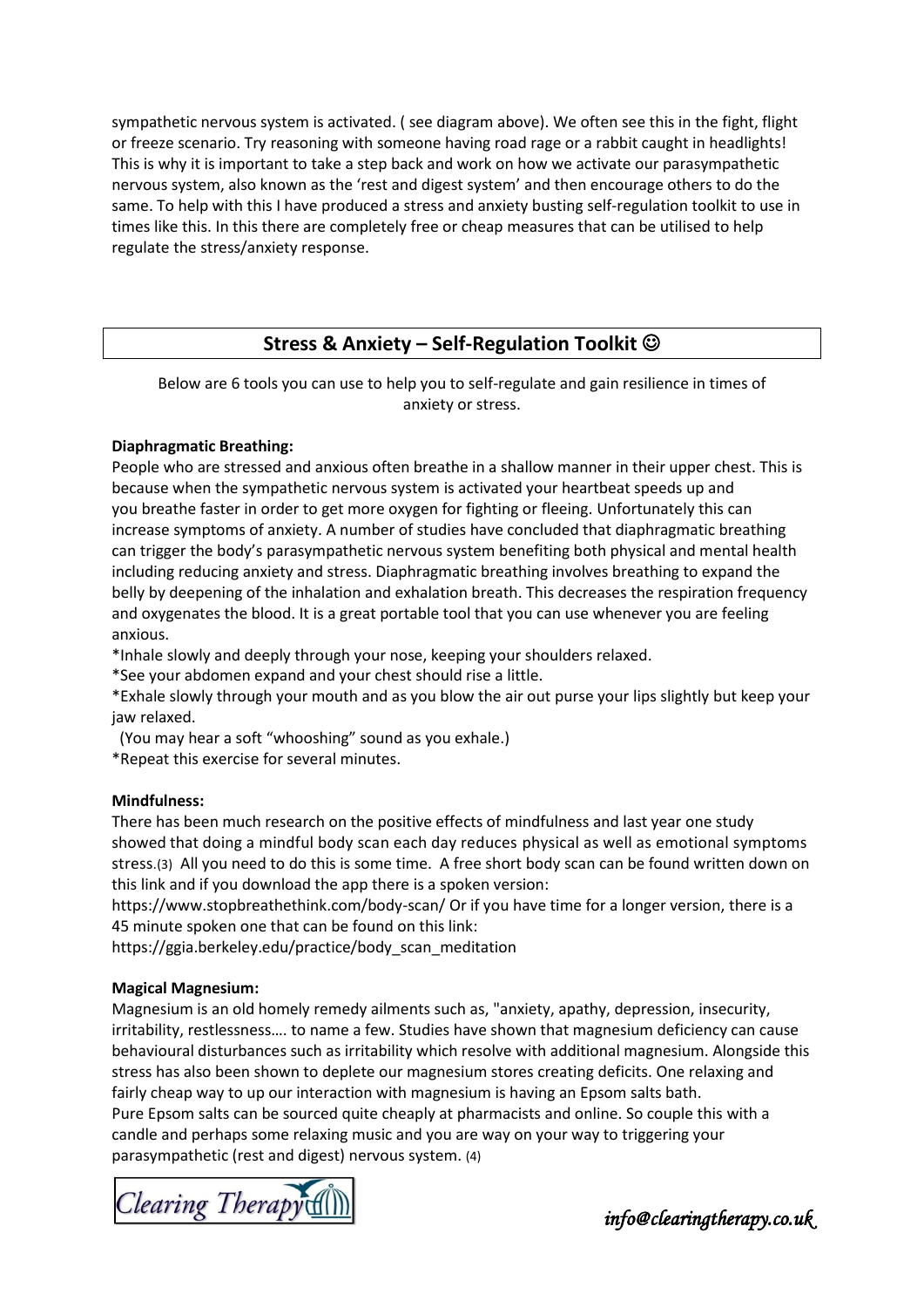sympathetic nervous system is activated. ( see diagram above). We often see this in the fight, flight or freeze scenario. Try reasoning with someone having road rage or a rabbit caught in headlights! This is why it is important to take a step back and work on how we activate our parasympathetic nervous system, also known as the 'rest and digest system' and then encourage others to do the same. To help with this I have produced a stress and anxiety busting self-regulation toolkit to use in times like this. In this there are completely free or cheap measures that can be utilised to help regulate the stress/anxiety response.

## Stress & Anxiety – Self-Regulation Toolkit ☺

Below are 6 tools you can use to help you to self-regulate and gain resilience in times of anxiety or stress.

**Diaphragmatic Breathing:**

People who are stressed and anxious often breathe in a shallow manner in their upper chest. This is because when the sympathetic nervous system is activated your heartbeat speeds up and you breathe faster in order to get more oxygen for fighting or fleeing. Unfortunately this can increase symptoms of anxiety. A number of studies have concluded that diaphragmatic breathing can trigger the body's parasympathetic nervous system benefiting both physical and mental health including reducing anxiety and stress. Diaphragmatic breathing involves breathing to expand the belly by deepening of the inhalation and exhalation breath. This decreases the respiration frequency and oxygenates the blood. It is a great portable tool that you can use whenever you are feeling anxious.

*Inhale slowly and deeply through your nose, keeping your shoulders relaxed.

*See your abdomen expand and your chest should rise a little.

*Exhale slowly through your mouth and as you blow the air out purse your lips slightly but keep your jaw relaxed.

(You may hear a soft "whooshing" sound as you exhale.)

*Repeat this exercise for several minutes.

**Mindfulness:**

There has been much research on the positive effects of mindfulness and last year one study showed that doing a mindful body scan each day reduces physical as well as emotional symptoms stress.(3) All you need to do this is some time. A free short body scan can be found written down on this link and if you download the app there is a spoken version:

https://www.stopbreathethink.com/body-scan/ Or if you have time for a longer version, there is a 45 minute spoken one that can be found on this link:

https://ggia.berkeley.edu/practice/body_scan_meditation

**Magical Magnesium:**

Magnesium is an old homely remedy ailments such as, "anxiety, apathy, depression, insecurity, irritability, restlessness…. to name a few. Studies have shown that magnesium deficiency can cause behavioural disturbances such as irritability which resolve with additional magnesium. Alongside this stress has also been shown to deplete our magnesium stores creating deficits. One relaxing and fairly cheap way to up our interaction with magnesium is having an Epsom salts bath.

Pure Epsom salts can be sourced quite cheaply at pharmacists and online. So couple this with a candle and perhaps some relaxing music and you are way on your way to triggering your parasympathetic (rest and digest) nervous system. (4)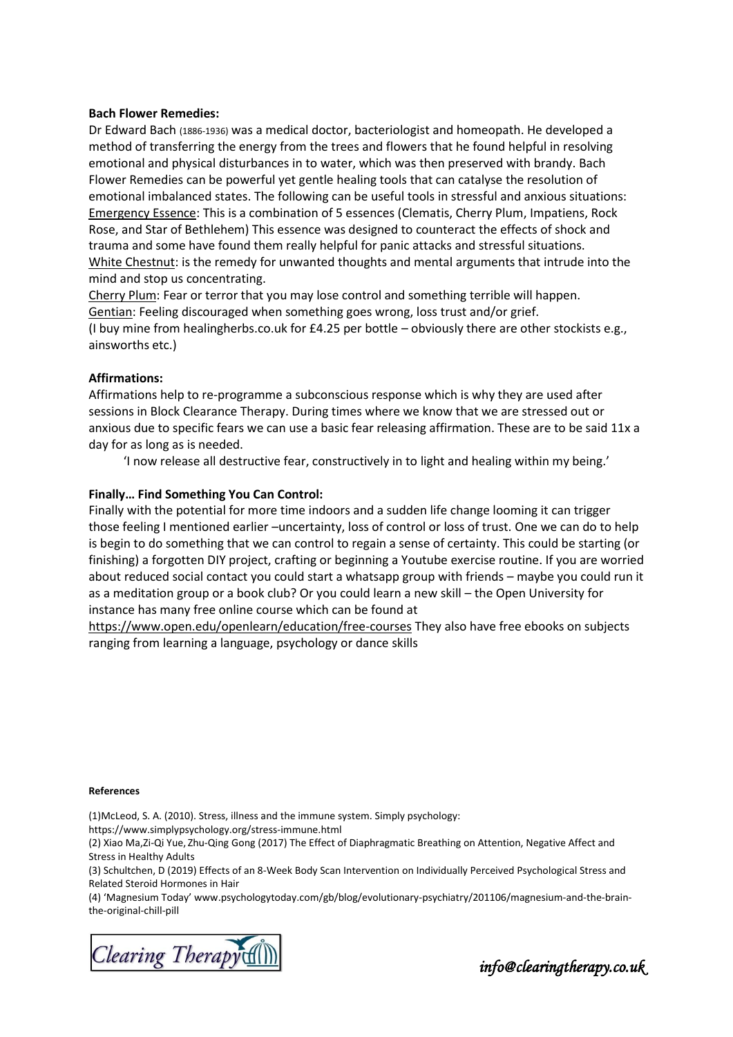**Bach Flower Remedies:**

Dr Edward Bach (1886-1936) was a medical doctor, bacteriologist and homeopath. He developed a method of transferring the energy from the trees and flowers that he found helpful in resolving emotional and physical disturbances in to water, which was then preserved with brandy. Bach Flower Remedies can be powerful yet gentle healing tools that can catalyse the resolution of emotional imbalanced states. The following can be useful tools in stressful and anxious situations:

Emergency Essence: This is a combination of 5 essences (Clematis, Cherry Plum, Impatiens, Rock Rose, and Star of Bethlehem) This essence was designed to counteract the effects of shock and trauma and some have found them really helpful for panic attacks and stressful situations.

White Chestnut: is the remedy for unwanted thoughts and mental arguments that intrude into the mind and stop us concentrating.

Cherry Plum: Fear or terror that you may lose control and something terrible will happen.

Gentian: Feeling discouraged when something goes wrong, loss trust and/or grief.

(I buy mine from healingherbs.co.uk for £4.25 per bottle – obviously there are other stockists e.g., ainsworths etc.)

**Affirmations:**

Affirmations help to re-programme a subconscious response which is why they are used after sessions in Block Clearance Therapy. During times where we know that we are stressed out or anxious due to specific fears we can use a basic fear releasing affirmation. These are to be said 11x a day for as long as is needed.

'I now release all destructive fear, constructively in to light and healing within my being.'

**Finally… Find Something You Can Control:**

Finally with the potential for more time indoors and a sudden life change looming it can trigger those feeling I mentioned earlier –uncertainty, loss of control or loss of trust. One we can do to help is begin to do something that we can control to regain a sense of certainty. This could be starting (or finishing) a forgotten DIY project, crafting or beginning a Youtube exercise routine. If you are worried about reduced social contact you could start a whatsapp group with friends – maybe you could run it as a meditation group or a book club? Or you could learn a new skill – the Open University for instance has many free online course which can be found at https://www.open.edu/openlearn/education/free-courses They also have free ebooks on subjects ranging from learning a language, psychology or dance skills

**References**

(1)McLeod, S. A. (2010). Stress, illness and the immune system. Simply psychology: https://www.simplypsychology.org/stress-immune.html

(2) Xiao Ma,Zi-Qi Yue, Zhu-Qing Gong (2017) The Effect of Diaphragmatic Breathing on Attention, Negative Affect and Stress in Healthy Adults

(3) Schultchen, D (2019) Effects of an 8-Week Body Scan Intervention on Individually Perceived Psychological Stress and Related Steroid Hormones in Hair

(4) 'Magnesium Today' www.psychologytoday.com/gb/blog/evolutionary-psychiatry/201106/magnesium-and-the-brain-the-original-chill-pill

Clearing Therapy

*info@clearingtherapy.co.uk*